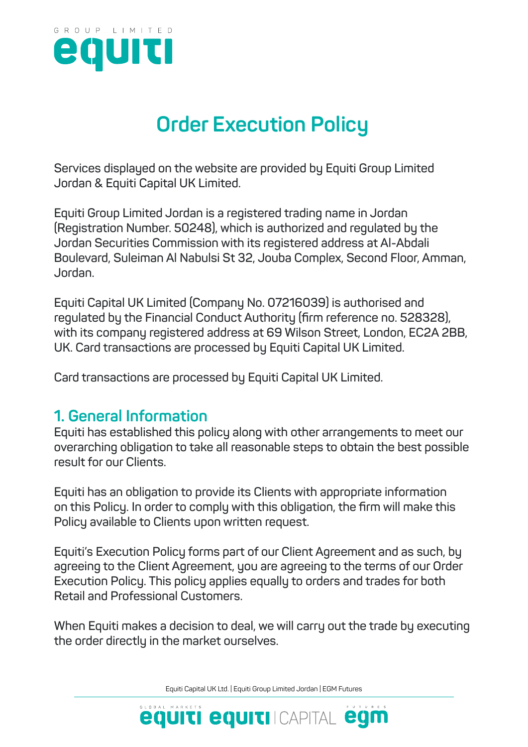# Order Execution Policy

Services displayed on the website are provided by Equiti Group Limited Jordan & Equiti Capital UK Limited.

Equiti Group Limited Jordan is a registered trading name in Jordan (Registration Number. 50248), which is authorized and regulated by the Jordan Securities Commission with its registered address at Al-Abdali Boulevard, Suleiman Al Nabulsi St 32, Jouba Complex, Second Floor, Amman, Jordan.

Equiti Capital UK Limited (Company No. 07216039) is authorised and regulated by the Financial Conduct Authority (firm reference no. 528328), with its company registered address at 69 Wilson Street, London, EC2A 2BB, UK. Card transactions are processed by Equiti Capital UK Limited.

Card transactions are processed by Equiti Capital UK Limited.

## 1. General Information

Equiti has established this policy along with other arrangements to meet our overarching obligation to take all reasonable steps to obtain the best possible result for our Clients.

Equiti has an obligation to provide its Clients with appropriate information on this Policy. In order to comply with this obligation, the firm will make this Policy available to Clients upon written request.

Equiti's Execution Policy forms part of our Client Agreement and as such, by agreeing to the Client Agreement, you are agreeing to the terms of our Order Execution Policy. This policy applies equally to orders and trades for both Retail and Professional Customers.

When Equiti makes a decision to deal, we will carry out the trade by executing the order directly in the market ourselves.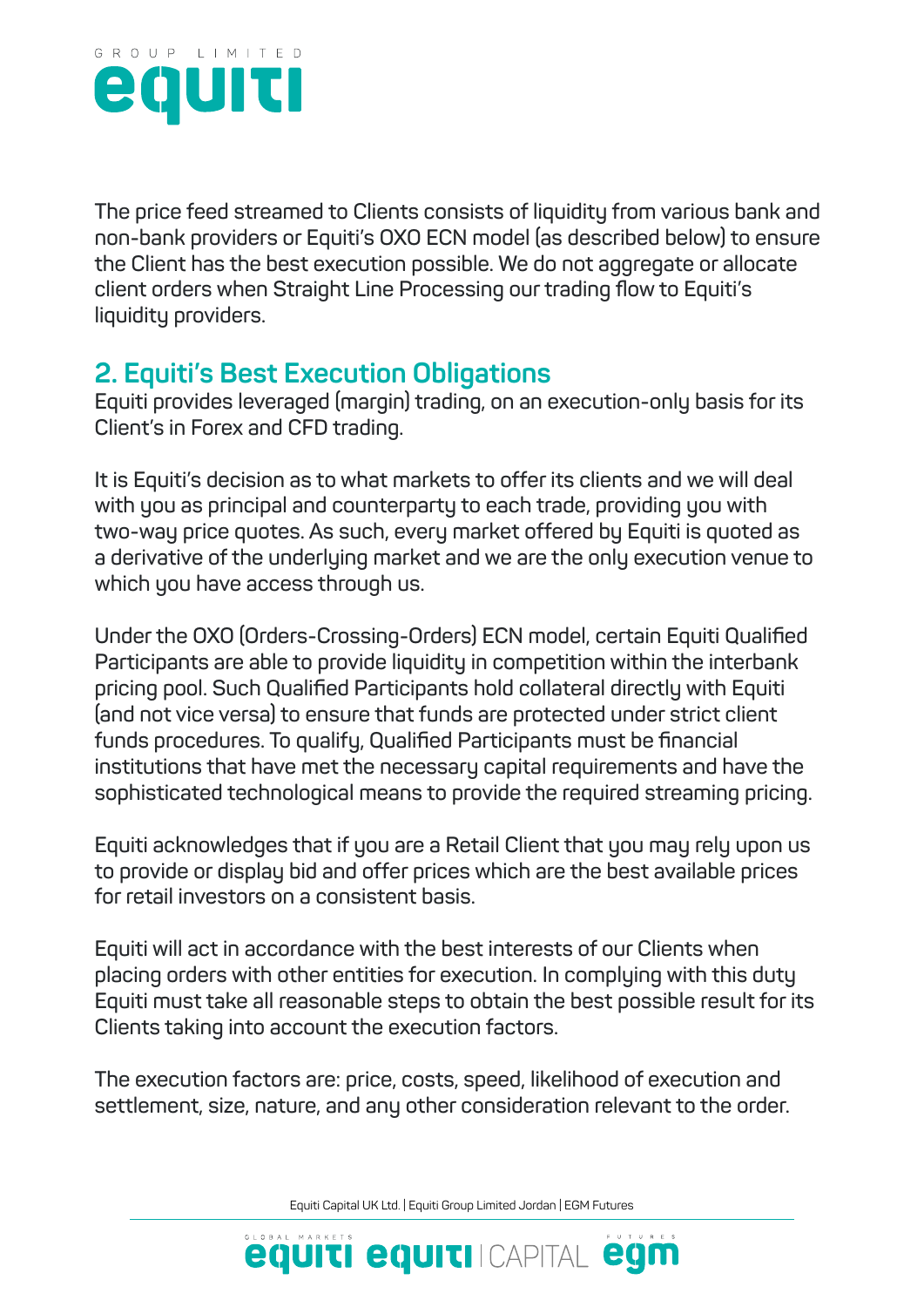The price feed streamed to Clients consists of liquidity from various bank and non-bank providers or Equiti's OXO ECN model (as described below) to ensure the Client has the best execution possible. We do not aggregate or allocate client orders when Straight Line Processing our trading flow to Equiti's liquidity providers.

## 2. Equiti's Best Execution Obligations

Equiti provides leveraged (margin) trading, on an execution-only basis for its Client's in Forex and CFD trading.

It is Equiti's decision as to what markets to offer its clients and we will deal with you as principal and counterparty to each trade, providing you with two-way price quotes. As such, every market offered by Equiti is quoted as a derivative of the underlying market and we are the only execution venue to which you have access through us.

Under the OXO (Orders-Crossing-Orders) ECN model, certain Equiti Qualified Participants are able to provide liquidity in competition within the interbank pricing pool. Such Qualified Participants hold collateral directly with Equiti (and not vice versa) to ensure that funds are protected under strict client funds procedures. To qualify, Qualified Participants must be financial institutions that have met the necessary capital requirements and have the sophisticated technological means to provide the required streaming pricing.

Equiti acknowledges that if you are a Retail Client that you may rely upon us to provide or display bid and offer prices which are the best available prices for retail investors on a consistent basis.

Equiti will act in accordance with the best interests of our Clients when placing orders with other entities for execution. In complying with this duty Equiti must take all reasonable steps to obtain the best possible result for its Clients taking into account the execution factors.

The execution factors are: price, costs, speed, likelihood of execution and settlement, size, nature, and any other consideration relevant to the order.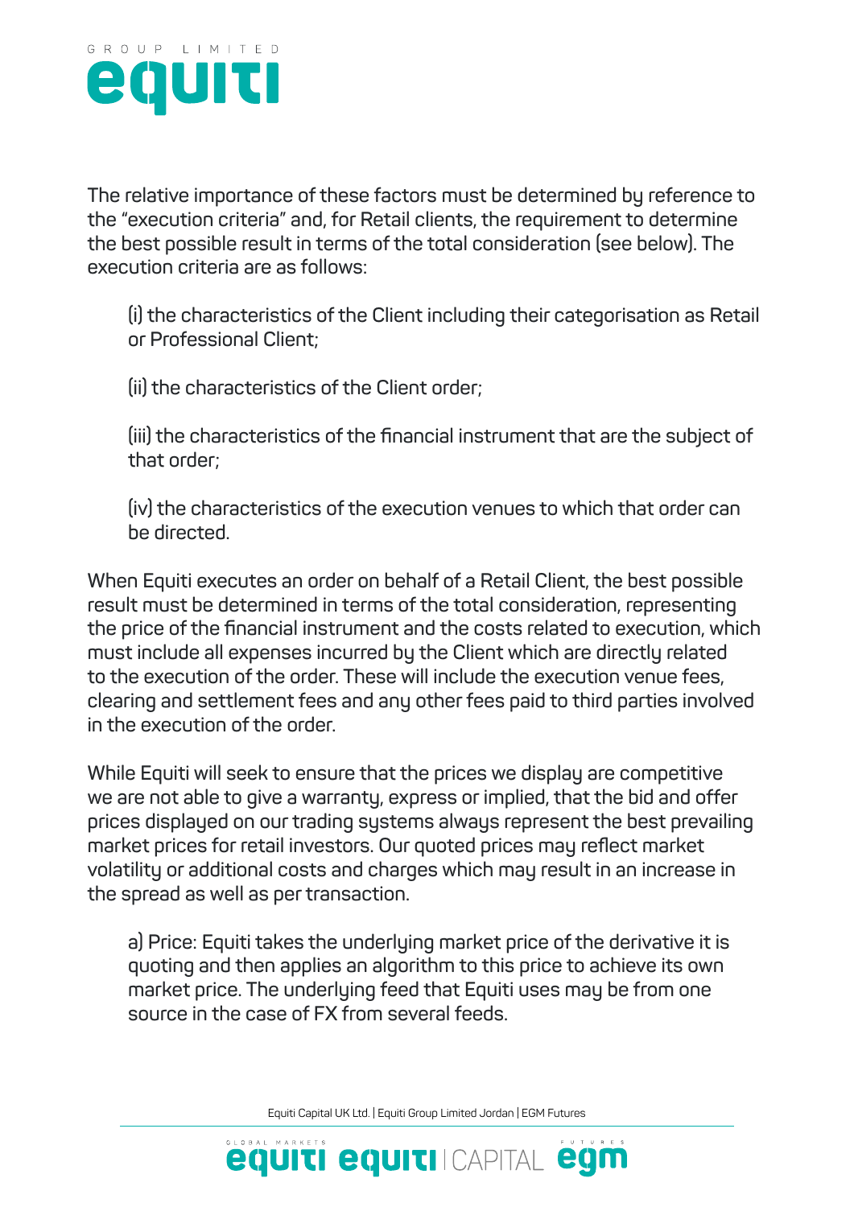The relative importance of these factors must be determined by reference to the “execution criteria” and, for Retail clients, the requirement to determine the best possible result in terms of the total consideration (see below). The execution criteria are as follows:

(i) the characteristics of the Client including their categorisation as Retail or Professional Client;

(ii) the characteristics of the Client order;

(iii) the characteristics of the financial instrument that are the subject of that order;

(iv) the characteristics of the execution venues to which that order can be directed.

When Equiti executes an order on behalf of a Retail Client, the best possible result must be determined in terms of the total consideration, representing the price of the financial instrument and the costs related to execution, which must include all expenses incurred by the Client which are directly related to the execution of the order. These will include the execution venue fees, clearing and settlement fees and any other fees paid to third parties involved in the execution of the order.

While Equiti will seek to ensure that the prices we display are competitive we are not able to give a warranty, express or implied, that the bid and offer prices displayed on our trading systems always represent the best prevailing market prices for retail investors. Our quoted prices may reflect market volatility or additional costs and charges which may result in an increase in the spread as well as per transaction.

a) Price: Equiti takes the underlying market price of the derivative it is quoting and then applies an algorithm to this price to achieve its own market price. The underlying feed that Equiti uses may be from one source in the case of FX from several feeds.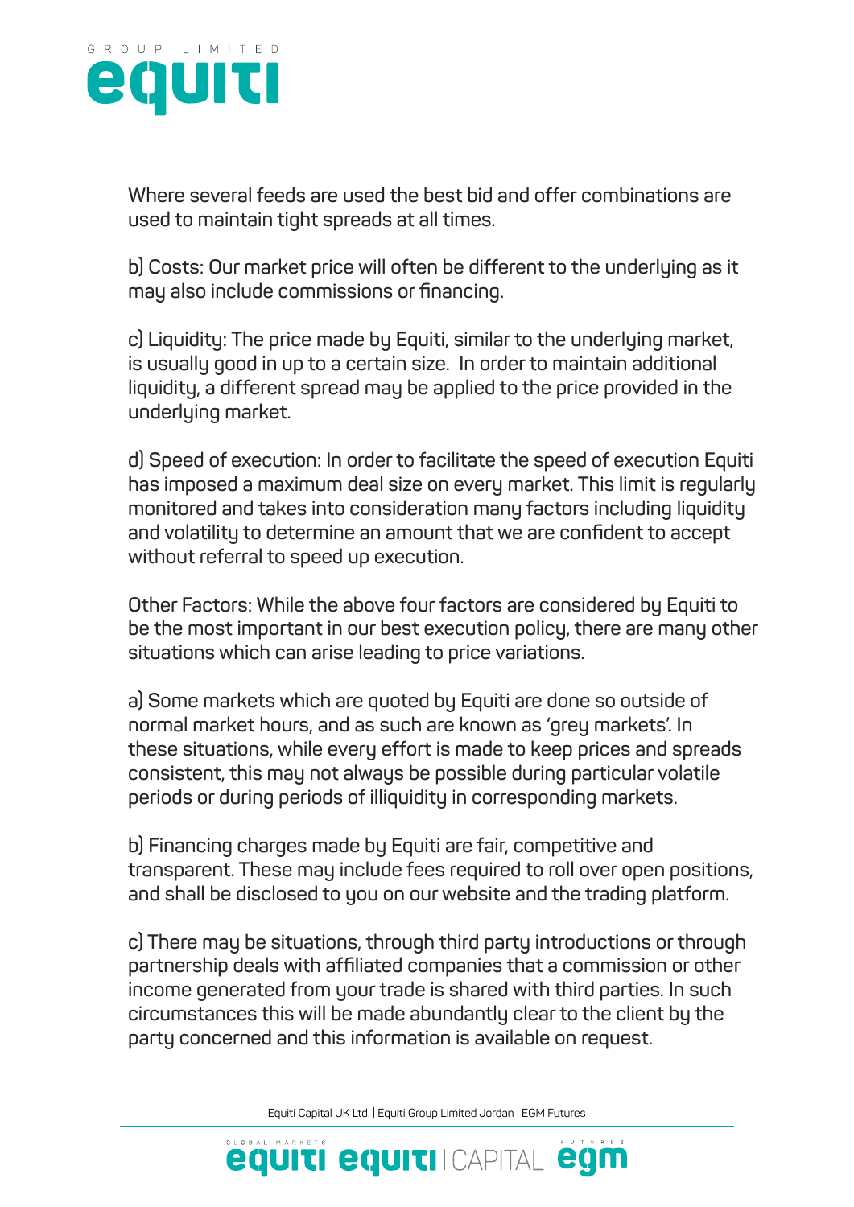Where several feeds are used the best bid and offer combinations are used to maintain tight spreads at all times.

b) Costs: Our market price will often be different to the underlying as it may also include commissions or financing.

c) Liquidity: The price made by Equiti, similar to the underlying market, is usually good in up to a certain size. In order to maintain additional liquidity, a different spread may be applied to the price provided in the underlying market.

d) Speed of execution: In order to facilitate the speed of execution Equiti has imposed a maximum deal size on every market. This limit is regularly monitored and takes into consideration many factors including liquidity and volatility to determine an amount that we are confident to accept without referral to speed up execution.

Other Factors: While the above four factors are considered by Equiti to be the most important in our best execution policy, there are many other situations which can arise leading to price variations.

a) Some markets which are quoted by Equiti are done so outside of normal market hours, and as such are known as 'grey markets'. In these situations, while every effort is made to keep prices and spreads consistent, this may not always be possible during particular volatile periods or during periods of illiquidity in corresponding markets.

b) Financing charges made by Equiti are fair, competitive and transparent. These may include fees required to roll over open positions, and shall be disclosed to you on our website and the trading platform.

c) There may be situations, through third party introductions or through partnership deals with affiliated companies that a commission or other income generated from your trade is shared with third parties. In such circumstances this will be made abundantly clear to the client by the party concerned and this information is available on request.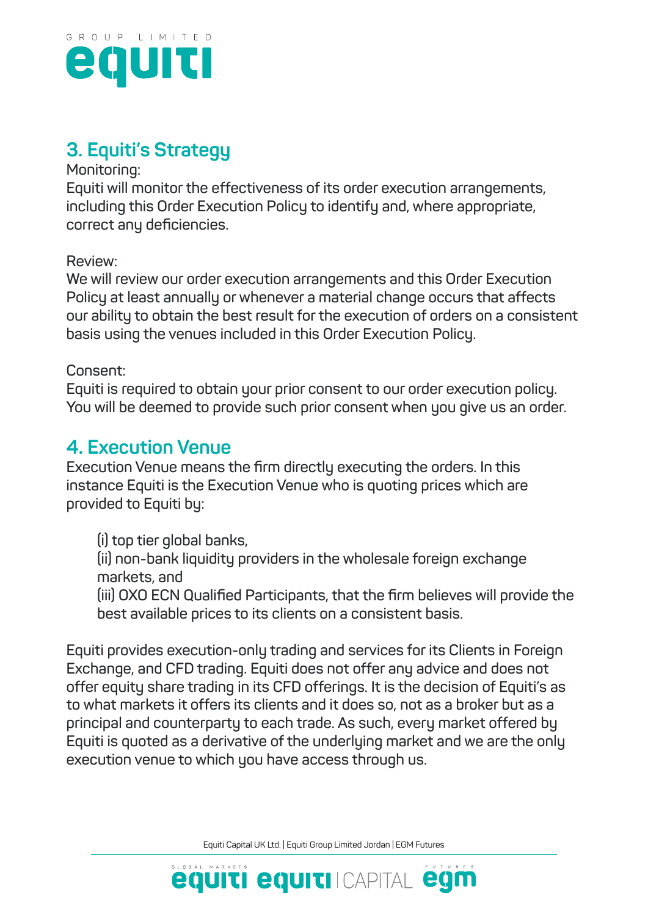## 3. Equiti's Strategy

Monitoring:
Equiti will monitor the effectiveness of its order execution arrangements, including this Order Execution Policy to identify and, where appropriate, correct any deficiencies.

Review:
We will review our order execution arrangements and this Order Execution Policy at least annually or whenever a material change occurs that affects our ability to obtain the best result for the execution of orders on a consistent basis using the venues included in this Order Execution Policy.

Consent:
Equiti is required to obtain your prior consent to our order execution policy. You will be deemed to provide such prior consent when you give us an order.

## 4. Execution Venue

Execution Venue means the firm directly executing the orders. In this instance Equiti is the Execution Venue who is quoting prices which are provided to Equiti by:

(i) top tier global banks,
(ii) non-bank liquidity providers in the wholesale foreign exchange markets, and
(iii) OXO ECN Qualified Participants, that the firm believes will provide the best available prices to its clients on a consistent basis.

Equiti provides execution-only trading and services for its Clients in Foreign Exchange, and CFD trading. Equiti does not offer any advice and does not offer equity share trading in its CFD offerings. It is the decision of Equiti's as to what markets it offers its clients and it does so, not as a broker but as a principal and counterparty to each trade. As such, every market offered by Equiti is quoted as a derivative of the underlying market and we are the only execution venue to which you have access through us.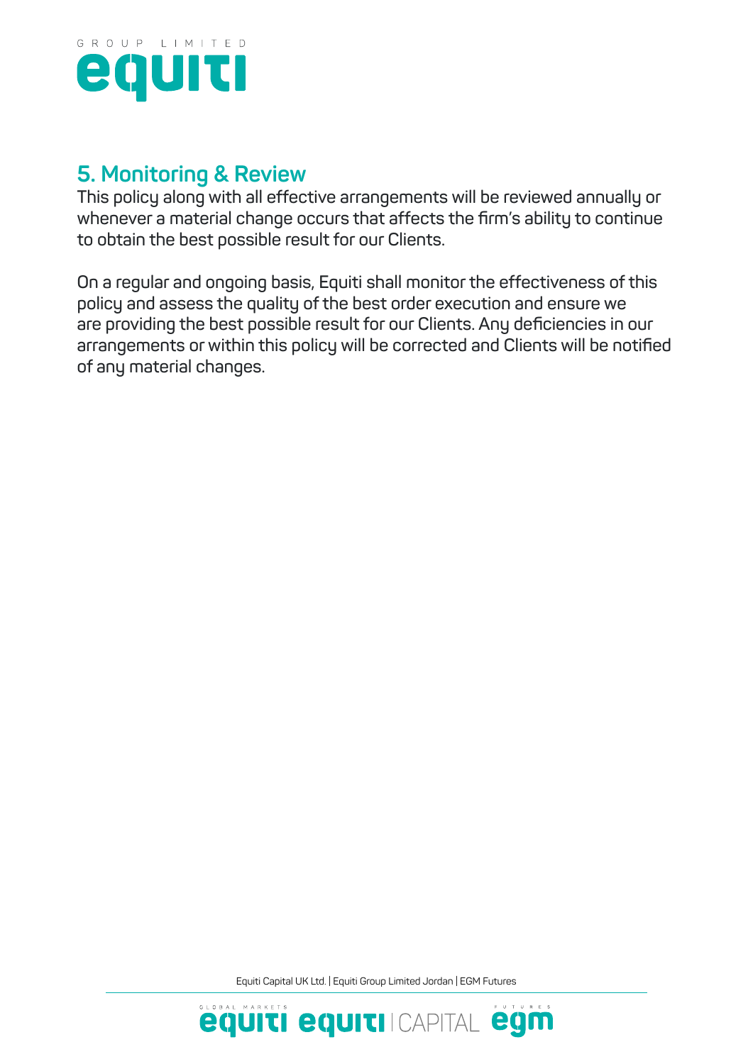## 5. Monitoring & Review

This policy along with all effective arrangements will be reviewed annually or whenever a material change occurs that affects the firm's ability to continue to obtain the best possible result for our Clients.

On a regular and ongoing basis, Equiti shall monitor the effectiveness of this policy and assess the quality of the best order execution and ensure we are providing the best possible result for our Clients. Any deficiencies in our arrangements or within this policy will be corrected and Clients will be notified of any material changes.